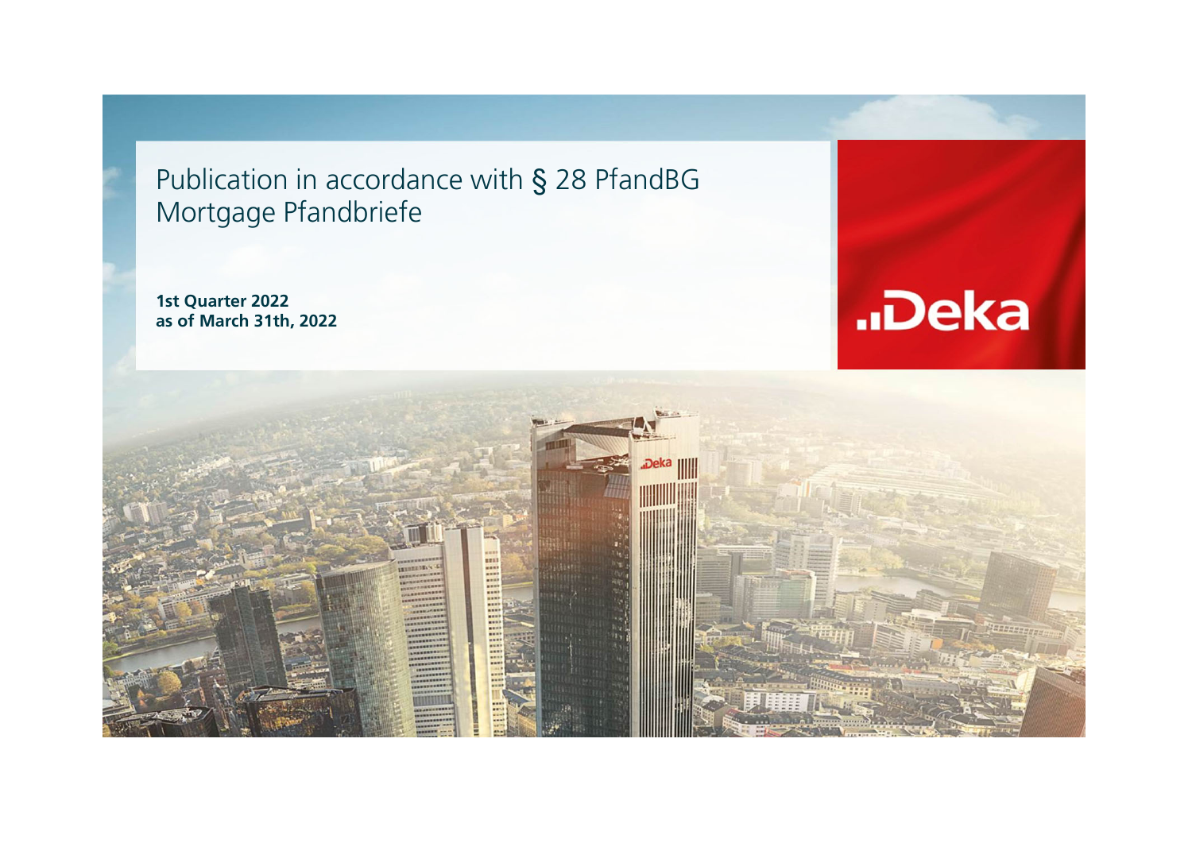# Publication in accordance with § 28 PfandBG
## Mortgage Pfandbriefe

**1st Quarter 2022**
**as of March 31th, 2022**

..Deka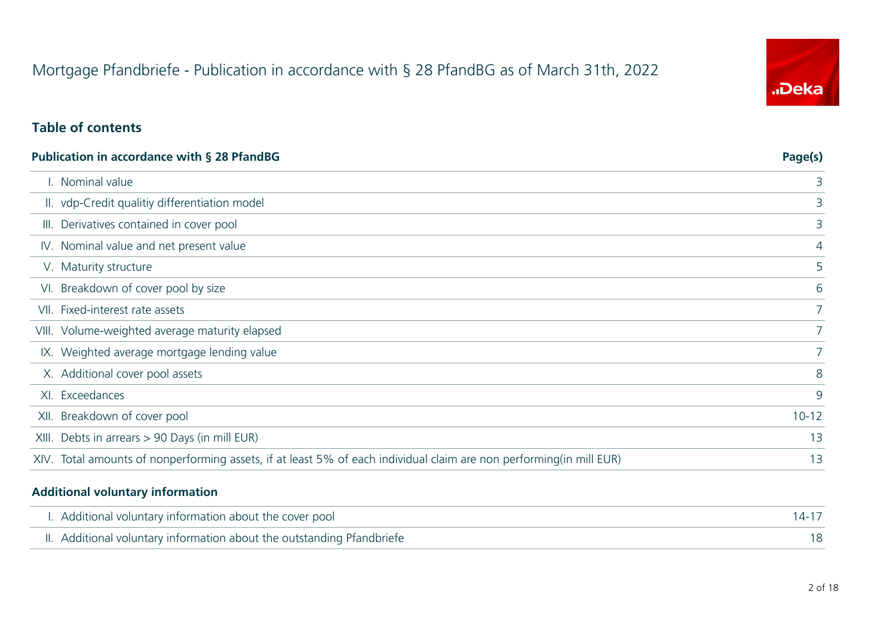# Mortgage Pfandbriefe - Publication in accordance with § 28 PfandBG as of March 31th, 2022

## Table of contents

| Publication in accordance with § 28 PfandBG | Page(s) |
|---|---|
| I. Nominal value | 3 |
| II. vdp-Credit qualitiy differentiation model | 3 |
| III. Derivatives contained in cover pool | 3 |
| IV. Nominal value and net present value | 4 |
| V. Maturity structure | 5 |
| VI. Breakdown of cover pool by size | 6 |
| VII. Fixed-interest rate assets | 7 |
| VIII. Volume-weighted average maturity elapsed | 7 |
| IX. Weighted average mortgage lending value | 7 |
| X. Additional cover pool assets | 8 |
| XI. Exceedances | 9 |
| XII. Breakdown of cover pool | 10-12 |
| XIII. Debts in arrears > 90 Days (in mill EUR) | 13 |
| XIV. Total amounts of nonperforming assets, if at least 5% of each individual claim are non performing(in mill EUR) | 13 |

| Additional voluntary information | |
|---|---|
| I. Additional voluntary information about the cover pool | 14-17 |
| II. Additional voluntary information about the outstanding Pfandbriefe | 18 |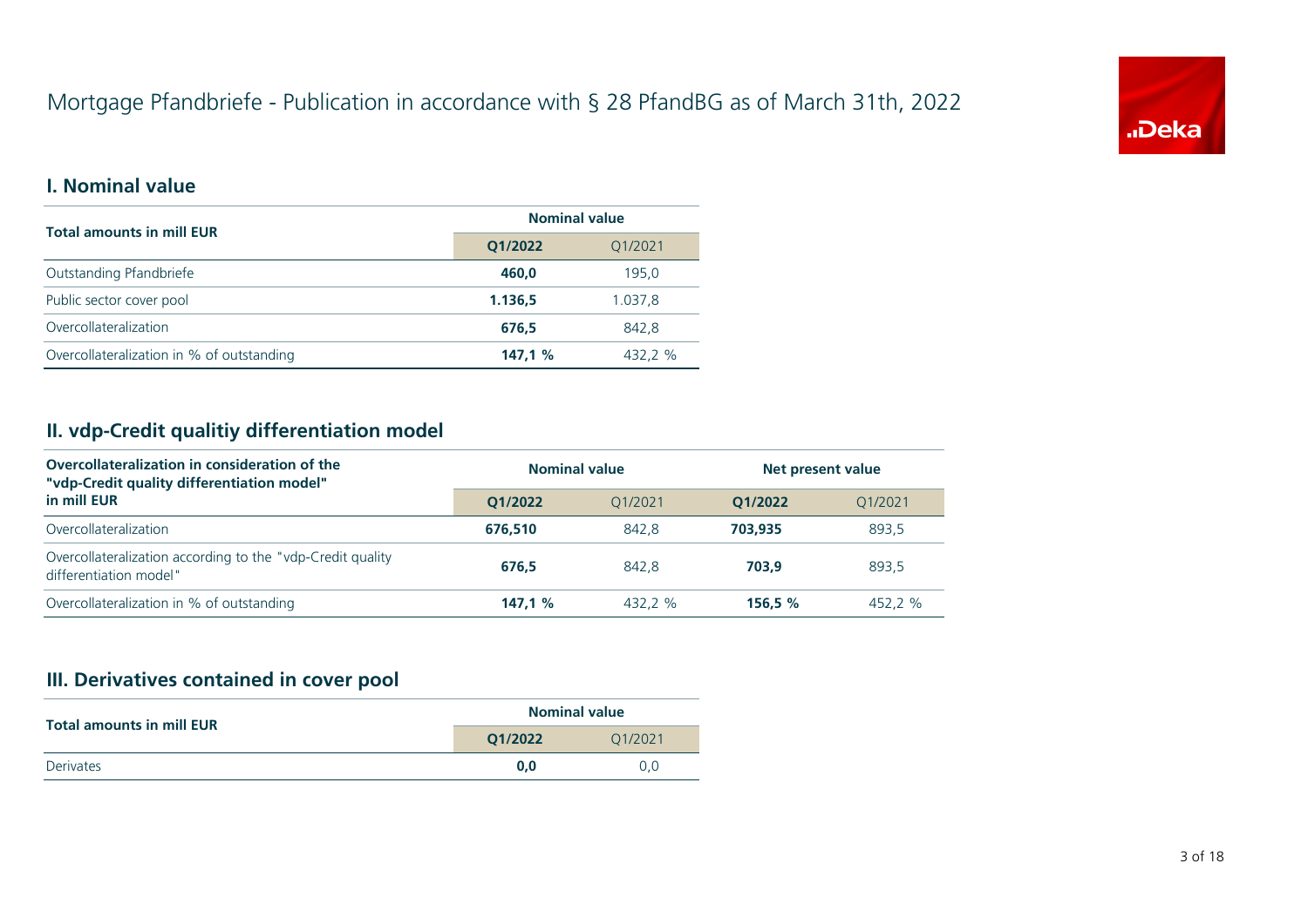# Mortgage Pfandbriefe - Publication in accordance with § 28 PfandBG as of March 31th, 2022

## I. Nominal value

| Total amounts in mill EUR | Nominal value | |
|---|---|---|
| | **Q1/2022** | Q1/2021 |
| Outstanding Pfandbriefe | **460,0** | 195,0 |
| Public sector cover pool | **1.136,5** | 1.037,8 |
| Overcollateralization | **676,5** | 842,8 |
| Overcollateralization in % of outstanding | **147,1 %** | 432,2 % |

## II. vdp-Credit qualitiy differentiation model

| Overcollateralization in consideration of the "vdp-Credit quality differentiation model" in mill EUR | Nominal value | | Net present value | |
|---|---|---|---|---|
| | **Q1/2022** | Q1/2021 | **Q1/2022** | Q1/2021 |
| Overcollateralization | **676,510** | 842,8 | **703,935** | 893,5 |
| Overcollateralization according to the "vdp-Credit quality differentiation model" | **676,5** | 842,8 | **703,9** | 893,5 |
| Overcollateralization in % of outstanding | **147,1 %** | 432,2 % | **156,5 %** | 452,2 % |

## III. Derivatives contained in cover pool

| Total amounts in mill EUR | Nominal value | |
|---|---|---|
| | **Q1/2022** | Q1/2021 |
| Derivates | **0,0** | 0,0 |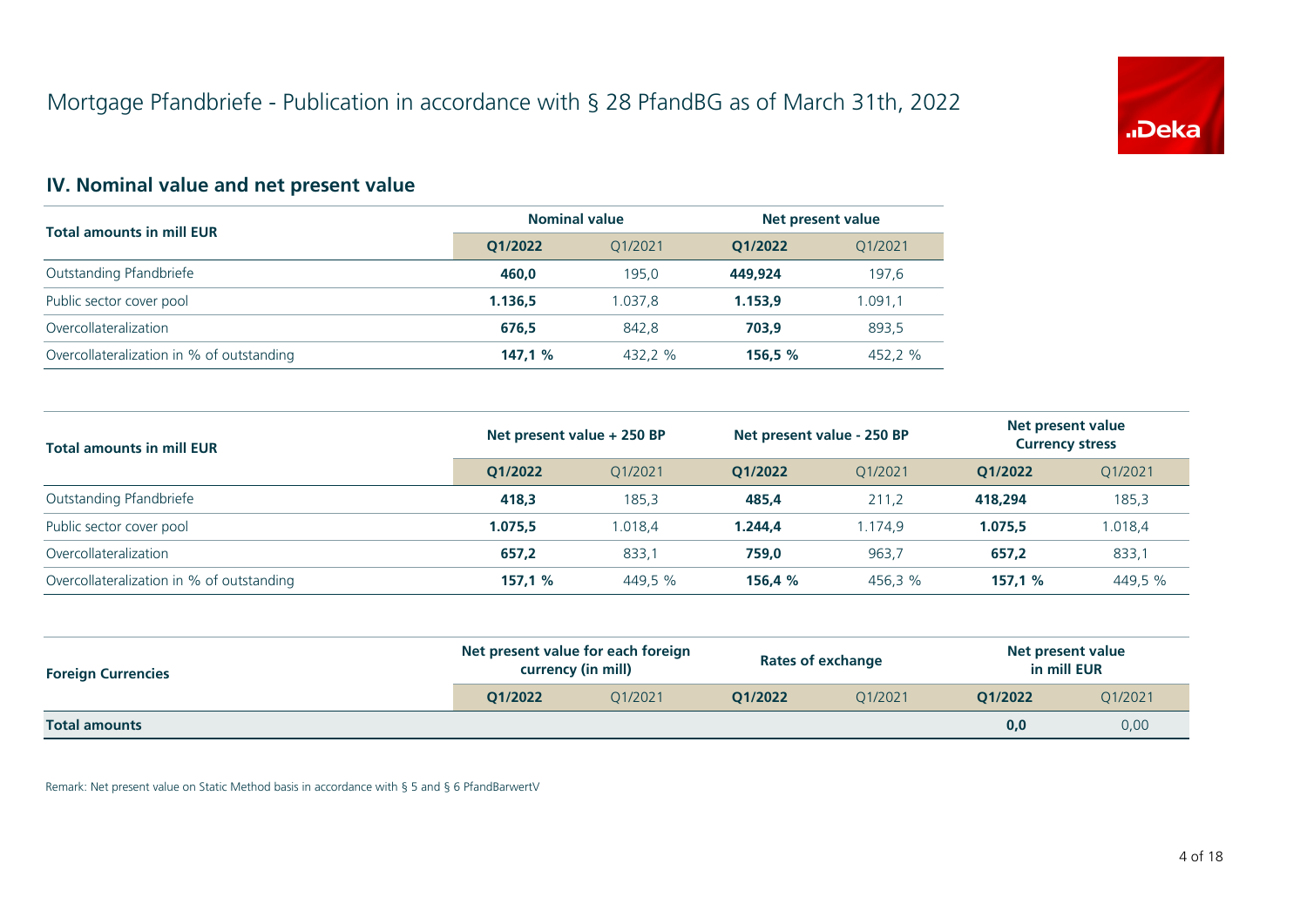# Mortgage Pfandbriefe - Publication in accordance with § 28 PfandBG as of March 31th, 2022

## IV. Nominal value and net present value

| Total amounts in mill EUR | Nominal value | | Net present value | |
|---|---|---|---|---|
| | **Q1/2022** | Q1/2021 | **Q1/2022** | Q1/2021 |
| Outstanding Pfandbriefe | **460,0** | 195,0 | **449,924** | 197,6 |
| Public sector cover pool | **1.136,5** | 1.037,8 | **1.153,9** | 1.091,1 |
| Overcollateralization | **676,5** | 842,8 | **703,9** | 893,5 |
| Overcollateralization in % of outstanding | **147,1 %** | 432,2 % | **156,5 %** | 452,2 % |

| Total amounts in mill EUR | Net present value + 250 BP | | Net present value - 250 BP | | Net present value Currency stress | |
|---|---|---|---|---|---|---|
| | **Q1/2022** | Q1/2021 | **Q1/2022** | Q1/2021 | **Q1/2022** | Q1/2021 |
| Outstanding Pfandbriefe | **418,3** | 185,3 | **485,4** | 211,2 | **418,294** | 185,3 |
| Public sector cover pool | **1.075,5** | 1.018,4 | **1.244,4** | 1.174,9 | **1.075,5** | 1.018,4 |
| Overcollateralization | **657,2** | 833,1 | **759,0** | 963,7 | **657,2** | 833,1 |
| Overcollateralization in % of outstanding | **157,1 %** | 449,5 % | **156,4 %** | 456,3 % | **157,1 %** | 449,5 % |

| Foreign Currencies | Net present value for each foreign currency (in mill) | | Rates of exchange | | Net present value in mill EUR | |
|---|---|---|---|---|---|---|
| | **Q1/2022** | Q1/2021 | **Q1/2022** | Q1/2021 | **Q1/2022** | Q1/2021 |
| **Total amounts** | | | | | **0,0** | 0,00 |

Remark: Net present value on Static Method basis in accordance with § 5 and § 6 PfandBarwertV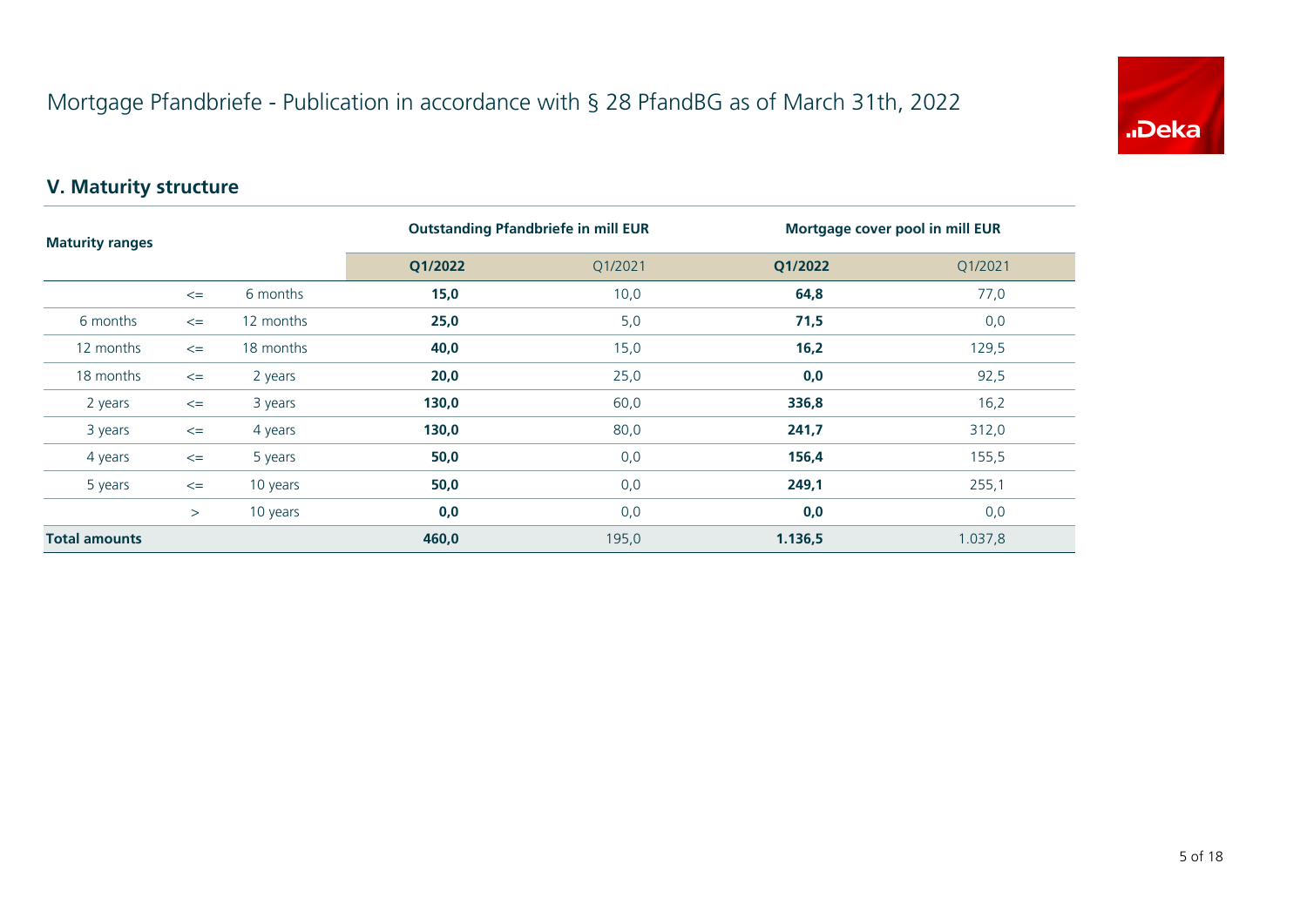# Mortgage Pfandbriefe - Publication in accordance with § 28 PfandBG as of March 31th, 2022

## V. Maturity structure

| Maturity ranges | | | Outstanding Pfandbriefe in mill EUR | | Mortgage cover pool in mill EUR | |
|---|---|---|---|---|---|---|
| | | | **Q1/2022** | Q1/2021 | **Q1/2022** | Q1/2021 |
| | <= | 6 months | **15,0** | 10,0 | **64,8** | 77,0 |
| 6 months | <= | 12 months | **25,0** | 5,0 | **71,5** | 0,0 |
| 12 months | <= | 18 months | **40,0** | 15,0 | **16,2** | 129,5 |
| 18 months | <= | 2 years | **20,0** | 25,0 | **0,0** | 92,5 |
| 2 years | <= | 3 years | **130,0** | 60,0 | **336,8** | 16,2 |
| 3 years | <= | 4 years | **130,0** | 80,0 | **241,7** | 312,0 |
| 4 years | <= | 5 years | **50,0** | 0,0 | **156,4** | 155,5 |
| 5 years | <= | 10 years | **50,0** | 0,0 | **249,1** | 255,1 |
| | > | 10 years | **0,0** | 0,0 | **0,0** | 0,0 |
| **Total amounts** | | | **460,0** | 195,0 | **1.136,5** | 1.037,8 |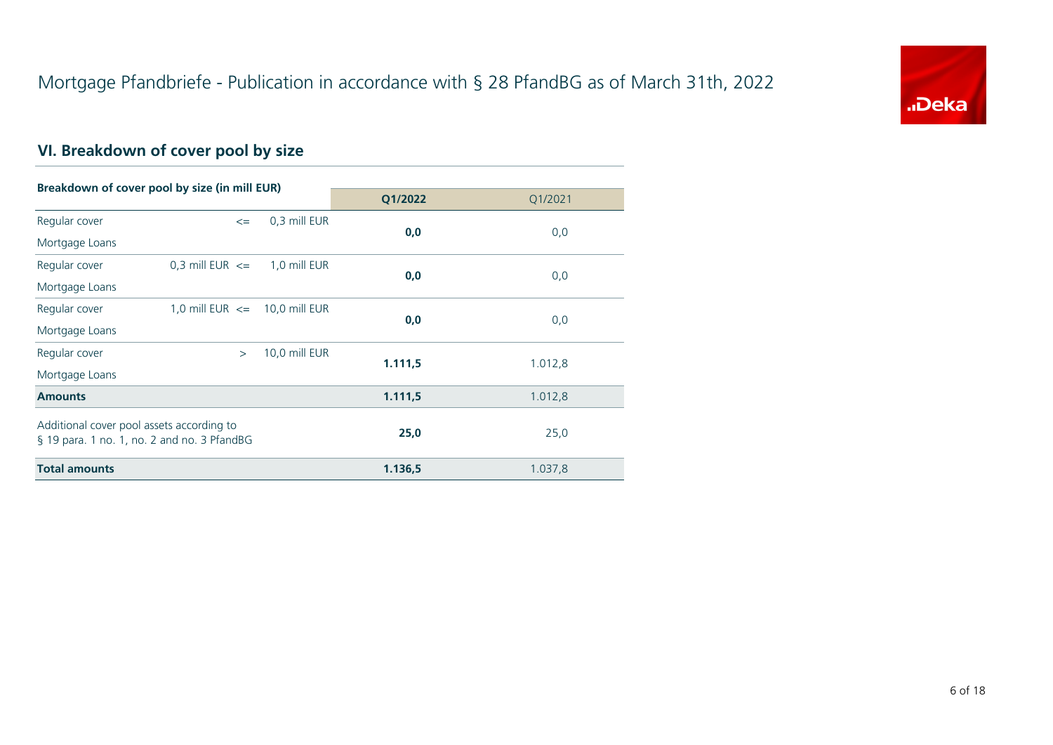# Mortgage Pfandbriefe - Publication in accordance with § 28 PfandBG as of March 31th, 2022

## VI. Breakdown of cover pool by size

| Breakdown of cover pool by size (in mill EUR) | | | Q1/2022 | Q1/2021 |
|---|---|---|---|---|
| Regular cover Mortgage Loans | <= | 0,3 mill EUR | **0,0** | 0,0 |
| Regular cover Mortgage Loans | 0,3 mill EUR <= | 1,0 mill EUR | **0,0** | 0,0 |
| Regular cover Mortgage Loans | 1,0 mill EUR <= | 10,0 mill EUR | **0,0** | 0,0 |
| Regular cover Mortgage Loans | > | 10,0 mill EUR | **1.111,5** | 1.012,8 |
| **Amounts** | | | **1.111,5** | 1.012,8 |
| Additional cover pool assets according to § 19 para. 1 no. 1, no. 2 and no. 3 PfandBG | | | **25,0** | 25,0 |
| **Total amounts** | | | **1.136,5** | 1.037,8 |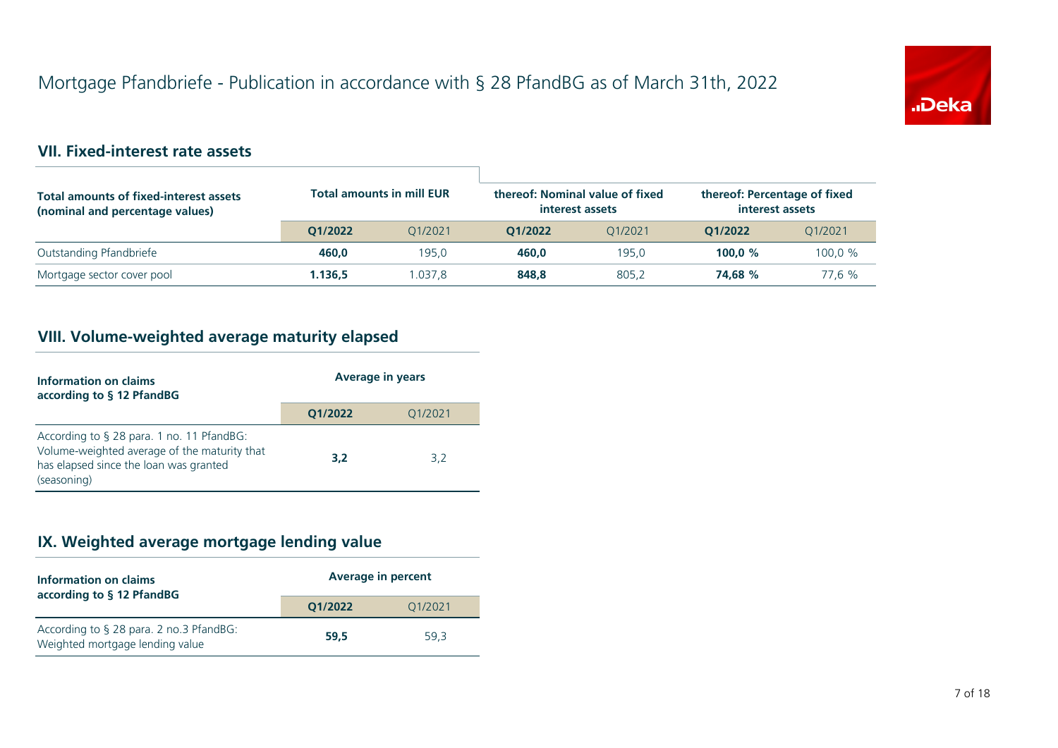# Mortgage Pfandbriefe - Publication in accordance with § 28 PfandBG as of March 31th, 2022

## VII. Fixed-interest rate assets

| Total amounts of fixed-interest assets (nominal and percentage values) | Total amounts in mill EUR | | thereof: Nominal value of fixed interest assets | | thereof: Percentage of fixed interest assets | |
|---|---|---|---|---|---|---|
| | **Q1/2022** | Q1/2021 | **Q1/2022** | Q1/2021 | **Q1/2022** | Q1/2021 |
| Outstanding Pfandbriefe | **460,0** | 195,0 | **460,0** | 195,0 | **100,0 %** | 100,0 % |
| Mortgage sector cover pool | **1.136,5** | 1.037,8 | **848,8** | 805,2 | **74,68 %** | 77,6 % |

## VIII. Volume-weighted average maturity elapsed

| Information on claims according to § 12 PfandBG | Average in years | |
|---|---|---|
| | **Q1/2022** | Q1/2021 |
| According to § 28 para. 1 no. 11 PfandBG: Volume-weighted average of the maturity that has elapsed since the loan was granted (seasoning) | **3,2** | 3,2 |

## IX. Weighted average mortgage lending value

| Information on claims according to § 12 PfandBG | Average in percent | |
|---|---|---|
| | **Q1/2022** | Q1/2021 |
| According to § 28 para. 2 no.3 PfandBG: Weighted mortgage lending value | **59,5** | 59,3 |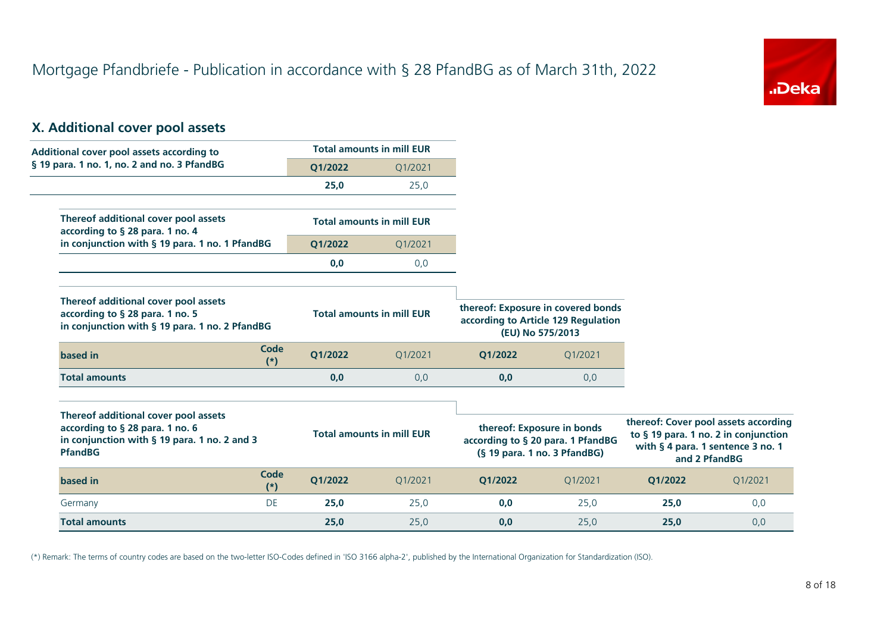# Mortgage Pfandbriefe - Publication in accordance with § 28 PfandBG as of March 31th, 2022

## X. Additional cover pool assets

| Additional cover pool assets according to § 19 para. 1 no. 1, no. 2 and no. 3 PfandBG | Total amounts in mill EUR | |
|---|---|---|
| | **Q1/2022** | Q1/2021 |
| | **25,0** | 25,0 |

| Thereof additional cover pool assets according to § 28 para. 1 no. 4 in conjunction with § 19 para. 1 no. 1 PfandBG | Total amounts in mill EUR | |
|---|---|---|
| | **Q1/2022** | Q1/2021 |
| | **0,0** | 0,0 |

| Thereof additional cover pool assets according to § 28 para. 1 no. 5 in conjunction with § 19 para. 1 no. 2 PfandBG | | Total amounts in mill EUR | | thereof: Exposure in covered bonds according to Article 129 Regulation (EU) No 575/2013 | |
|---|---|---|---|---|---|
| **based in** | **Code (*)** | **Q1/2022** | Q1/2021 | **Q1/2022** | Q1/2021 |
| **Total amounts** | | **0,0** | 0,0 | **0,0** | 0,0 |

| Thereof additional cover pool assets according to § 28 para. 1 no. 6 in conjunction with § 19 para. 1 no. 2 and 3 PfandBG | | Total amounts in mill EUR | | thereof: Exposure in bonds according to § 20 para. 1 PfandBG (§ 19 para. 1 no. 3 PfandBG) | | thereof: Cover pool assets according to § 19 para. 1 no. 2 in conjunction with § 4 para. 1 sentence 3 no. 1 and 2 PfandBG | |
|---|---|---|---|---|---|---|---|
| **based in** | **Code (*)** | **Q1/2022** | Q1/2021 | **Q1/2022** | Q1/2021 | **Q1/2022** | Q1/2021 |
| Germany | DE | **25,0** | 25,0 | **0,0** | 25,0 | **25,0** | 0,0 |
| **Total amounts** | | **25,0** | 25,0 | **0,0** | 25,0 | **25,0** | 0,0 |

(*) Remark: The terms of country codes are based on the two-letter ISO-Codes defined in 'ISO 3166 alpha-2', published by the International Organization for Standardization (ISO).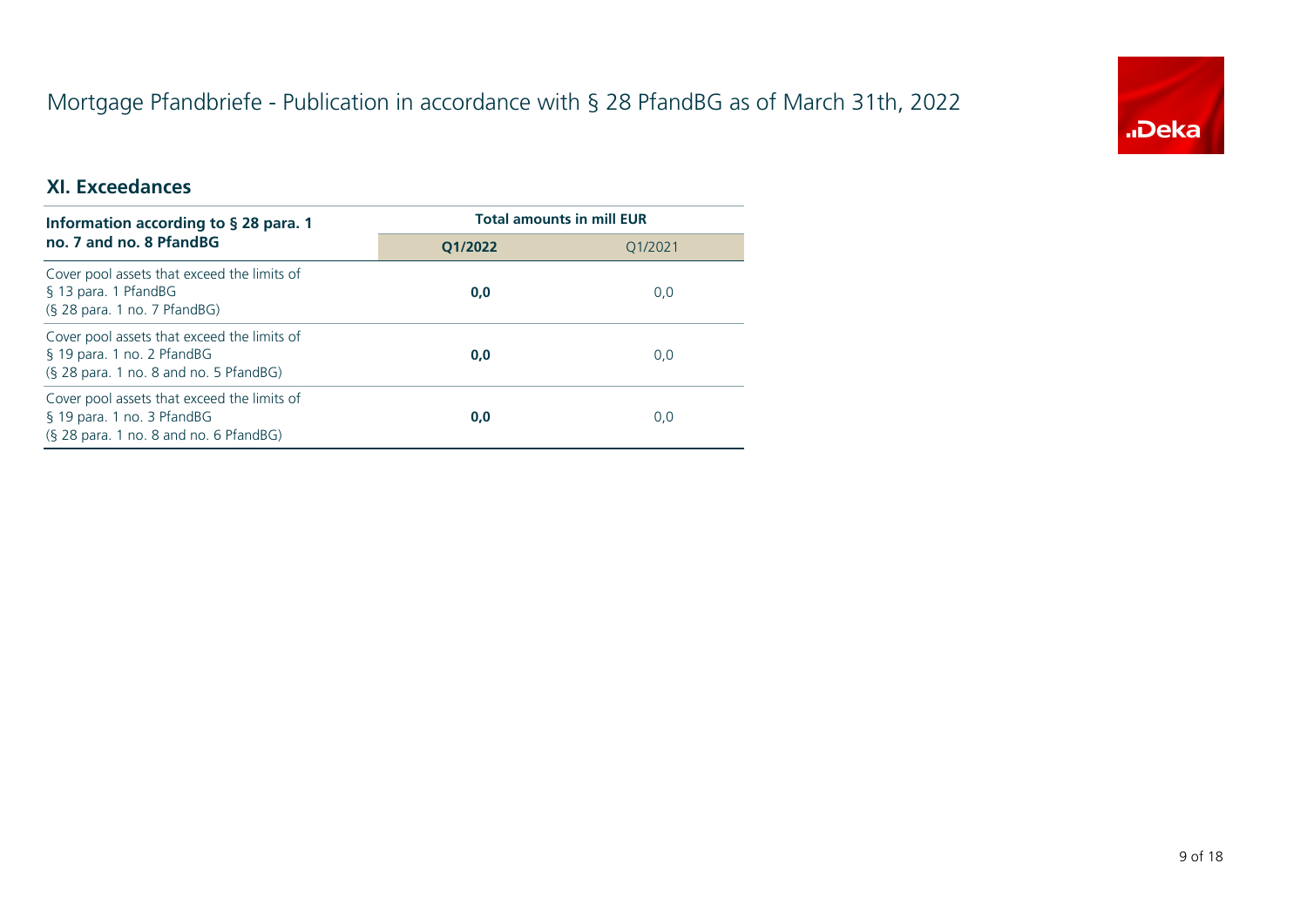# Mortgage Pfandbriefe - Publication in accordance with § 28 PfandBG as of March 31th, 2022

## XI. Exceedances

| Information according to § 28 para. 1 no. 7 and no. 8 PfandBG | Total amounts in mill EUR | |
|---|---|---|
| | **Q1/2022** | Q1/2021 |
| Cover pool assets that exceed the limits of § 13 para. 1 PfandBG (§ 28 para. 1 no. 7 PfandBG) | **0,0** | 0,0 |
| Cover pool assets that exceed the limits of § 19 para. 1 no. 2 PfandBG (§ 28 para. 1 no. 8 and no. 5 PfandBG) | **0,0** | 0,0 |
| Cover pool assets that exceed the limits of § 19 para. 1 no. 3 PfandBG (§ 28 para. 1 no. 8 and no. 6 PfandBG) | **0,0** | 0,0 |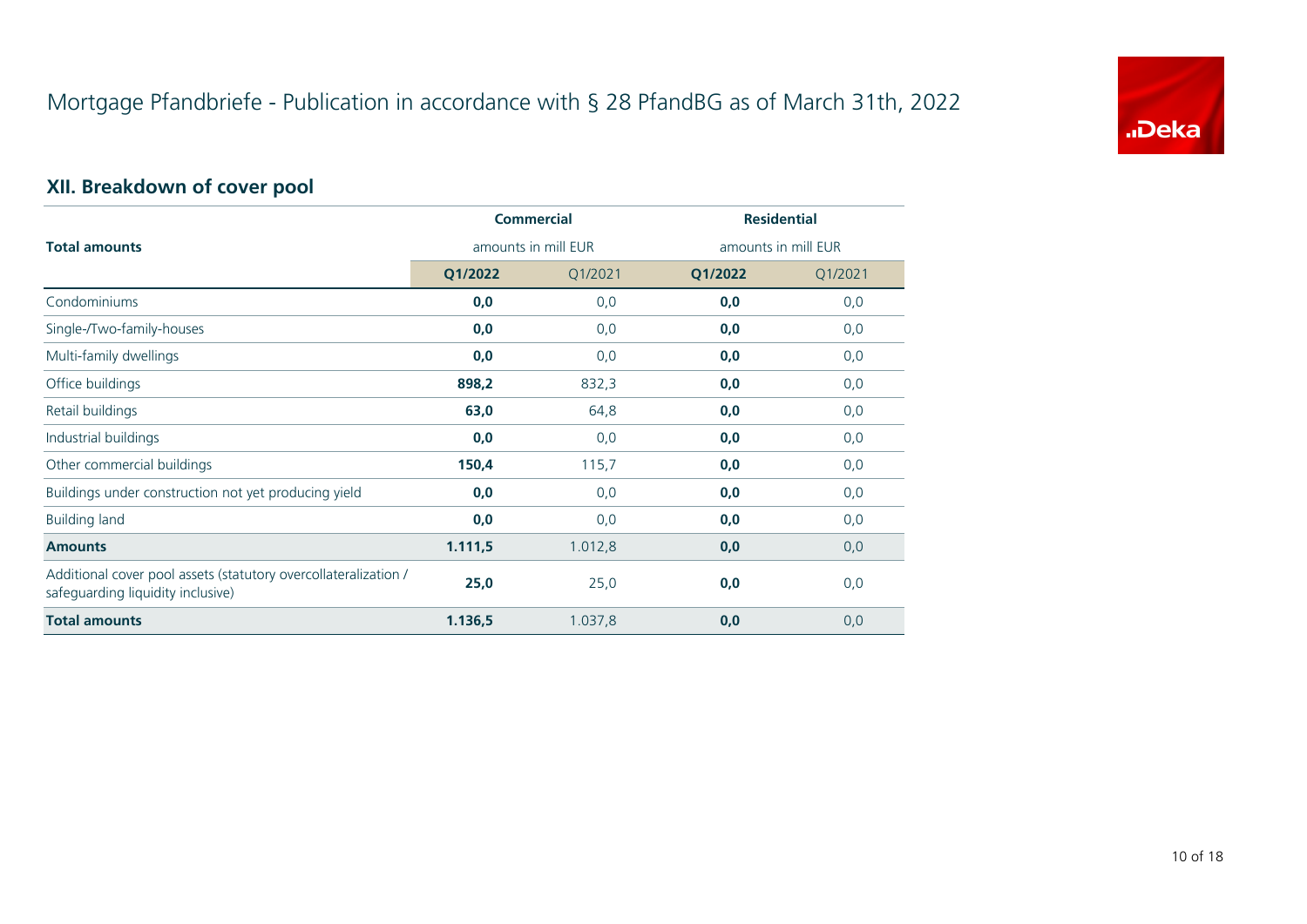# Mortgage Pfandbriefe - Publication in accordance with § 28 PfandBG as of March 31th, 2022

## XII. Breakdown of cover pool

| Total amounts | Commercial amounts in mill EUR | | Residential amounts in mill EUR | |
|---|---|---|---|---|
| | **Q1/2022** | Q1/2021 | **Q1/2022** | Q1/2021 |
| Condominiums | **0,0** | 0,0 | **0,0** | 0,0 |
| Single-/Two-family-houses | **0,0** | 0,0 | **0,0** | 0,0 |
| Multi-family dwellings | **0,0** | 0,0 | **0,0** | 0,0 |
| Office buildings | **898,2** | 832,3 | **0,0** | 0,0 |
| Retail buildings | **63,0** | 64,8 | **0,0** | 0,0 |
| Industrial buildings | **0,0** | 0,0 | **0,0** | 0,0 |
| Other commercial buildings | **150,4** | 115,7 | **0,0** | 0,0 |
| Buildings under construction not yet producing yield | **0,0** | 0,0 | **0,0** | 0,0 |
| Building land | **0,0** | 0,0 | **0,0** | 0,0 |
| **Amounts** | **1.111,5** | 1.012,8 | **0,0** | 0,0 |
| Additional cover pool assets (statutory overcollateralization / safeguarding liquidity inclusive) | **25,0** | 25,0 | **0,0** | 0,0 |
| **Total amounts** | **1.136,5** | 1.037,8 | **0,0** | 0,0 |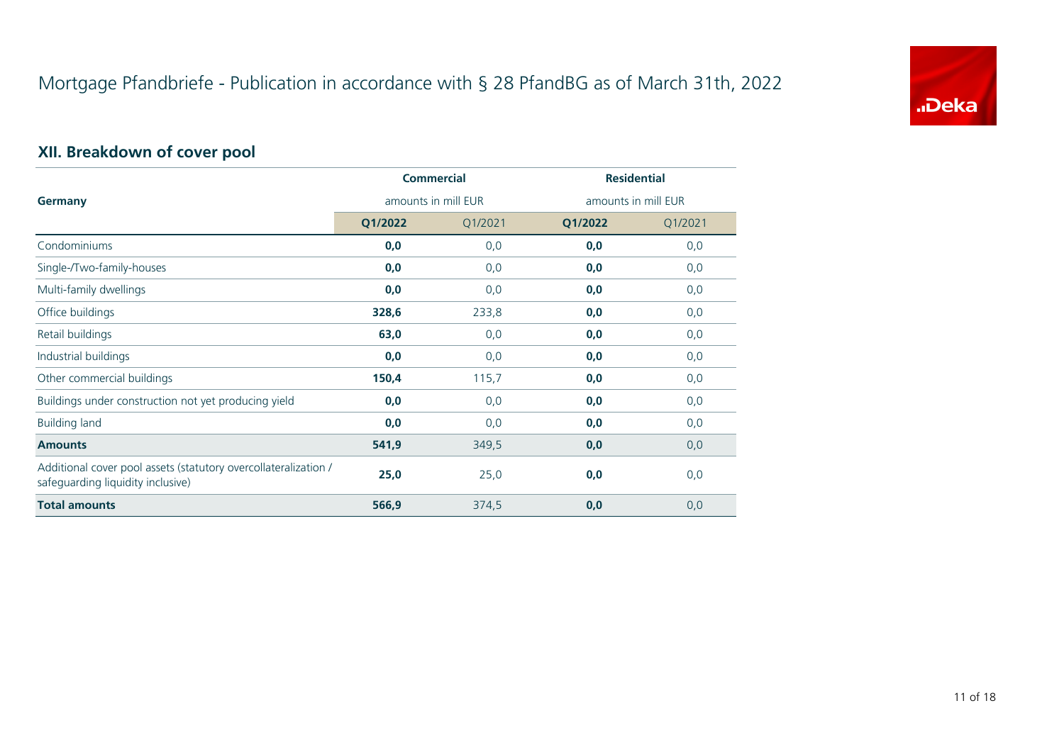# Mortgage Pfandbriefe - Publication in accordance with § 28 PfandBG as of March 31th, 2022

## XII. Breakdown of cover pool

| Germany | Commercial amounts in mill EUR | | Residential amounts in mill EUR | |
|---|---|---|---|---|
| | **Q1/2022** | Q1/2021 | **Q1/2022** | Q1/2021 |
| Condominiums | **0,0** | 0,0 | **0,0** | 0,0 |
| Single-/Two-family-houses | **0,0** | 0,0 | **0,0** | 0,0 |
| Multi-family dwellings | **0,0** | 0,0 | **0,0** | 0,0 |
| Office buildings | **328,6** | 233,8 | **0,0** | 0,0 |
| Retail buildings | **63,0** | 0,0 | **0,0** | 0,0 |
| Industrial buildings | **0,0** | 0,0 | **0,0** | 0,0 |
| Other commercial buildings | **150,4** | 115,7 | **0,0** | 0,0 |
| Buildings under construction not yet producing yield | **0,0** | 0,0 | **0,0** | 0,0 |
| Building land | **0,0** | 0,0 | **0,0** | 0,0 |
| **Amounts** | **541,9** | 349,5 | **0,0** | 0,0 |
| Additional cover pool assets (statutory overcollateralization / safeguarding liquidity inclusive) | **25,0** | 25,0 | **0,0** | 0,0 |
| **Total amounts** | **566,9** | 374,5 | **0,0** | 0,0 |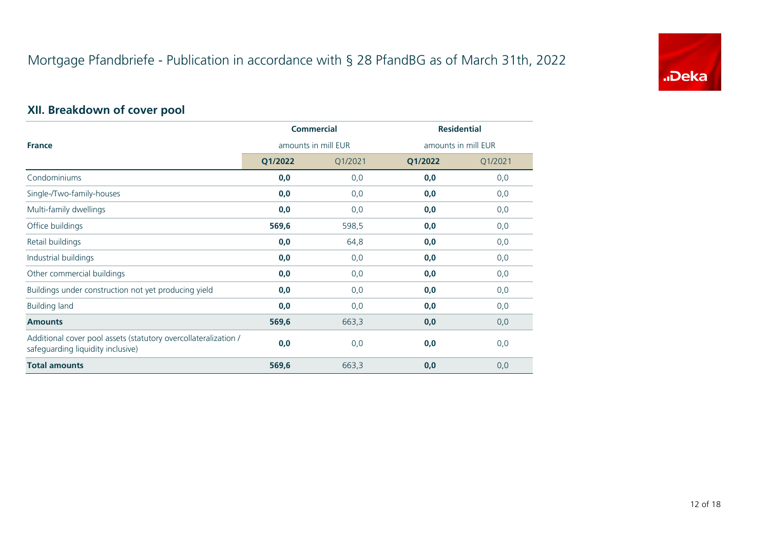# Mortgage Pfandbriefe - Publication in accordance with § 28 PfandBG as of March 31th, 2022

## XII. Breakdown of cover pool

| France | Commercial amounts in mill EUR | | Residential amounts in mill EUR | |
|---|---|---|---|---|
| | **Q1/2022** | Q1/2021 | **Q1/2022** | Q1/2021 |
| Condominiums | **0,0** | 0,0 | **0,0** | 0,0 |
| Single-/Two-family-houses | **0,0** | 0,0 | **0,0** | 0,0 |
| Multi-family dwellings | **0,0** | 0,0 | **0,0** | 0,0 |
| Office buildings | **569,6** | 598,5 | **0,0** | 0,0 |
| Retail buildings | **0,0** | 64,8 | **0,0** | 0,0 |
| Industrial buildings | **0,0** | 0,0 | **0,0** | 0,0 |
| Other commercial buildings | **0,0** | 0,0 | **0,0** | 0,0 |
| Buildings under construction not yet producing yield | **0,0** | 0,0 | **0,0** | 0,0 |
| Building land | **0,0** | 0,0 | **0,0** | 0,0 |
| **Amounts** | **569,6** | 663,3 | **0,0** | 0,0 |
| Additional cover pool assets (statutory overcollateralization / safeguarding liquidity inclusive) | **0,0** | 0,0 | **0,0** | 0,0 |
| **Total amounts** | **569,6** | 663,3 | **0,0** | 0,0 |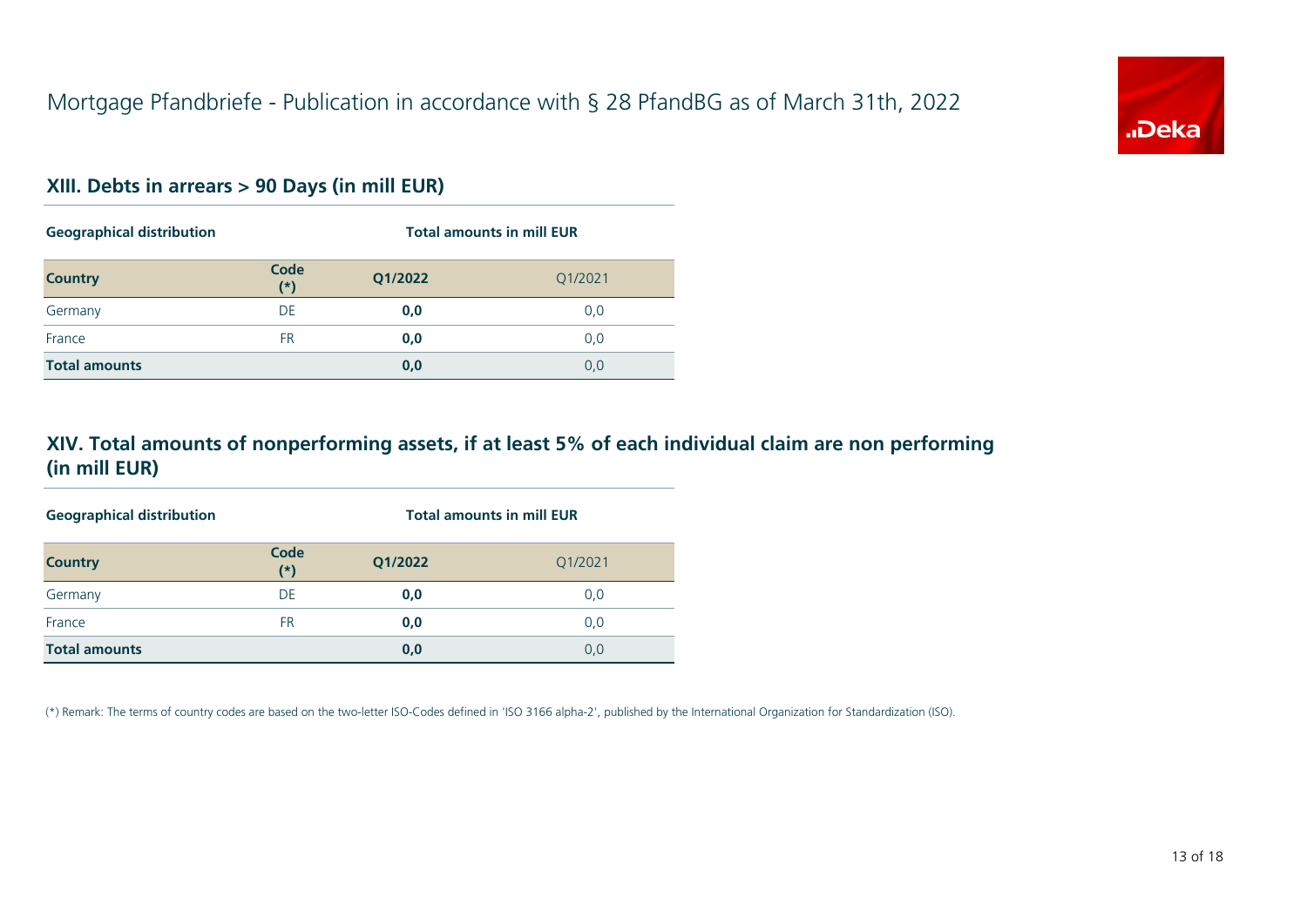# Mortgage Pfandbriefe - Publication in accordance with § 28 PfandBG as of March 31th, 2022

## XIII. Debts in arrears > 90 Days (in mill EUR)

| Geographical distribution | | Total amounts in mill EUR | |
|---|---|---|---|
| **Country** | **Code (*)** | **Q1/2022** | Q1/2021 |
| Germany | DE | **0,0** | 0,0 |
| France | FR | **0,0** | 0,0 |
| **Total amounts** | | **0,0** | 0,0 |

## XIV. Total amounts of nonperforming assets, if at least 5% of each individual claim are non performing (in mill EUR)

| Geographical distribution | | Total amounts in mill EUR | |
|---|---|---|---|
| **Country** | **Code (*)** | **Q1/2022** | Q1/2021 |
| Germany | DE | **0,0** | 0,0 |
| France | FR | **0,0** | 0,0 |
| **Total amounts** | | **0,0** | 0,0 |

(*) Remark: The terms of country codes are based on the two-letter ISO-Codes defined in 'ISO 3166 alpha-2', published by the International Organization for Standardization (ISO).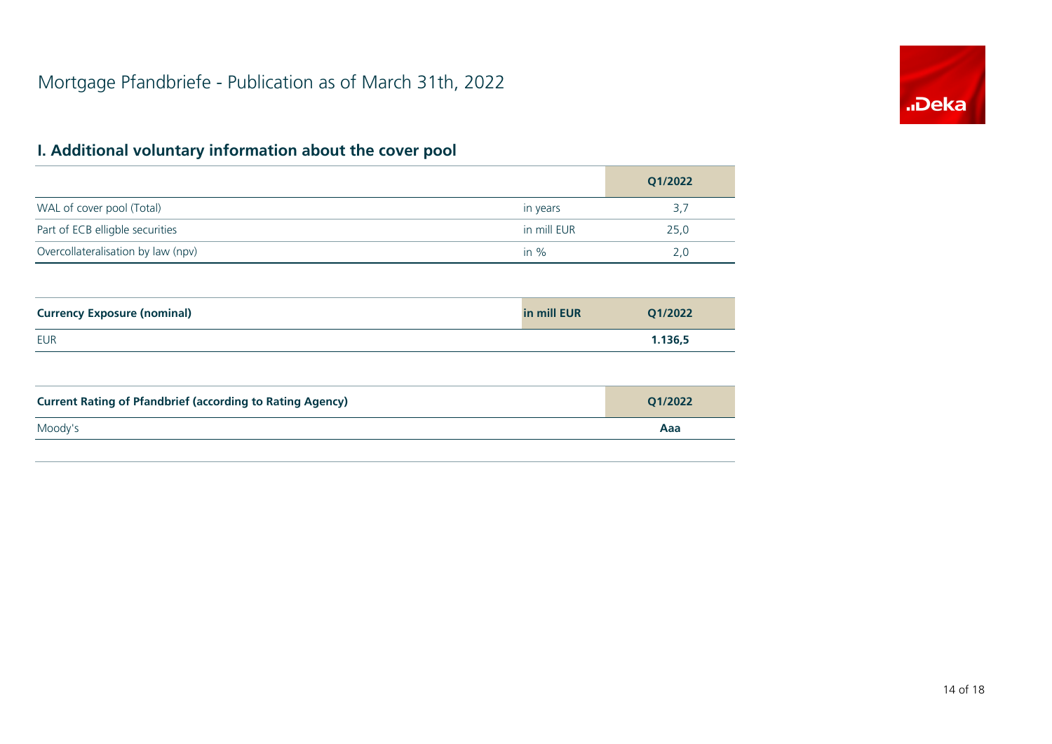# Mortgage Pfandbriefe - Publication as of March 31th, 2022

## I. Additional voluntary information about the cover pool

| | | Q1/2022 |
|---|---|---|
| WAL of cover pool (Total) | in years | 3,7 |
| Part of ECB elligble securities | in mill EUR | 25,0 |
| Overcollateralisation by law (npv) | in % | 2,0 |

| **Currency Exposure (nominal)** | **in mill EUR** | **Q1/2022** |
|---|---|---|
| EUR | | **1.136,5** |

| **Current Rating of Pfandbrief (according to Rating Agency)** | **Q1/2022** |
|---|---|
| Moody's | **Aaa** |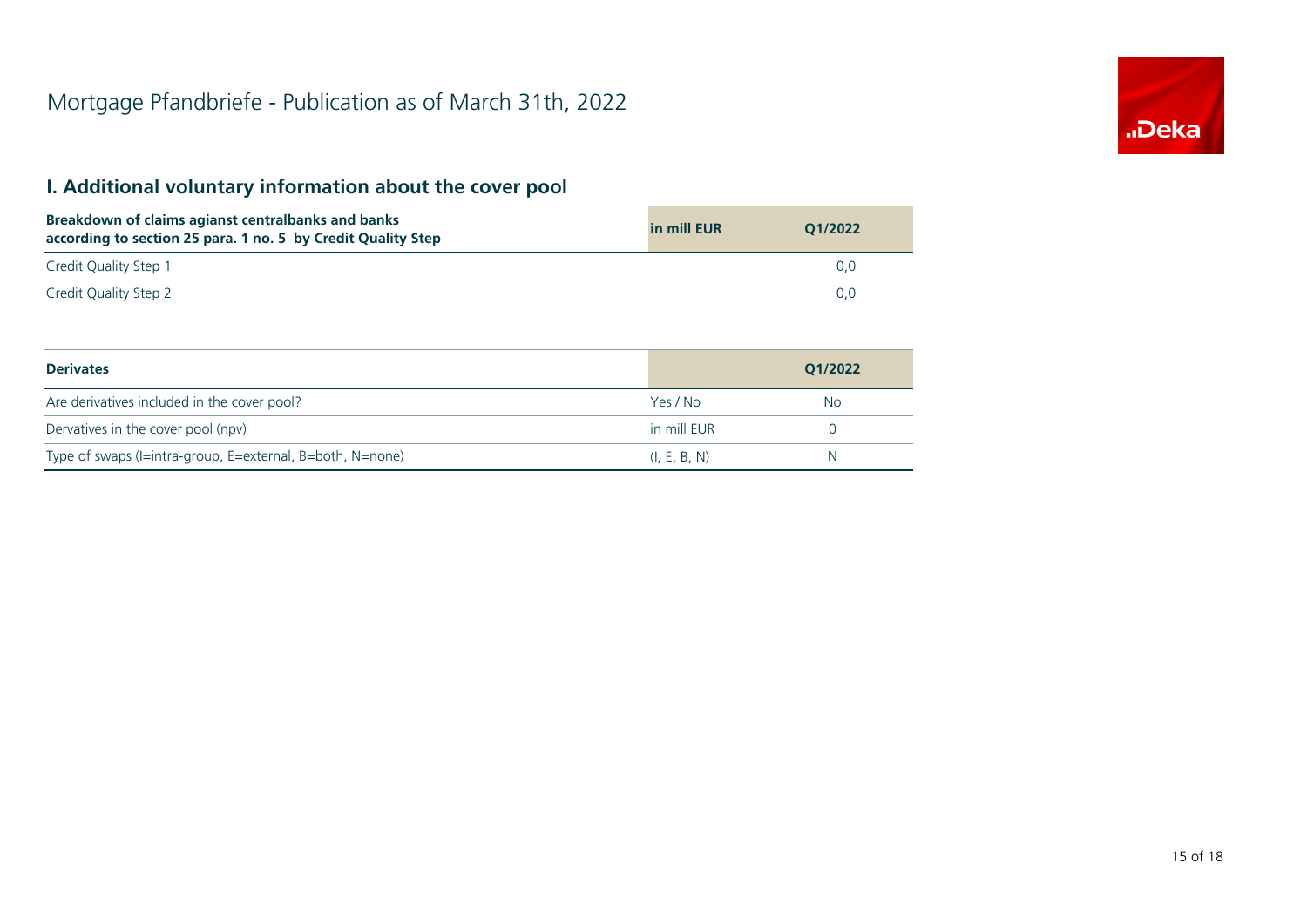# Mortgage Pfandbriefe - Publication as of March 31th, 2022

## I. Additional voluntary information about the cover pool

| Breakdown of claims agianst centralbanks and banks according to section 25 para. 1 no. 5 by Credit Quality Step | in mill EUR | Q1/2022 |
|---|---|---|
| Credit Quality Step 1 | | 0,0 |
| Credit Quality Step 2 | | 0,0 |

| Derivates | | Q1/2022 |
|---|---|---|
| Are derivatives included in the cover pool? | Yes / No | No |
| Dervatives in the cover pool (npv) | in mill EUR | 0 |
| Type of swaps (I=intra-group, E=external, B=both, N=none) | (I, E, B, N) | N |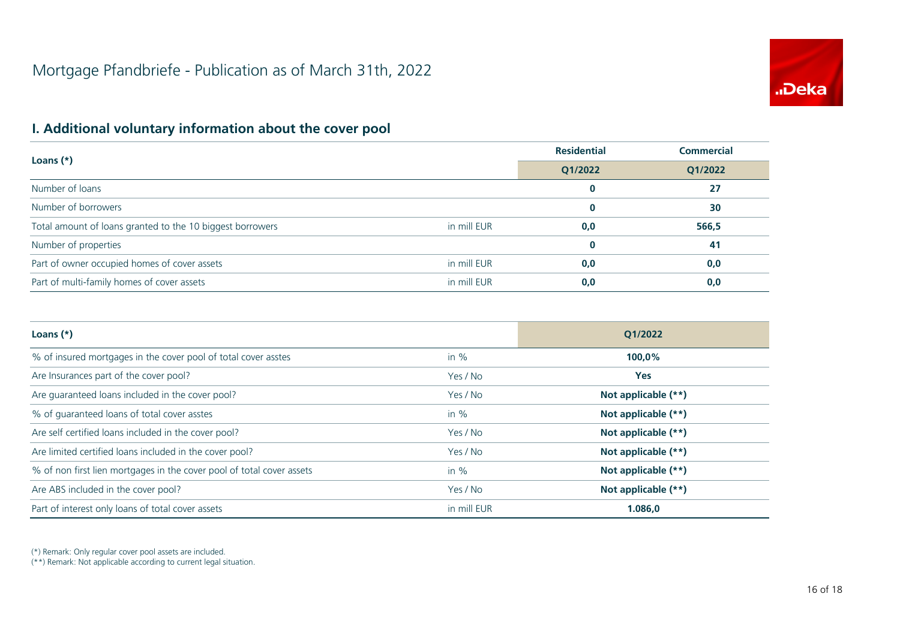# Mortgage Pfandbriefe - Publication as of March 31th, 2022

## I. Additional voluntary information about the cover pool

| Loans (*) | | Residential | Commercial |
|---|---|---|---|
| | | Q1/2022 | Q1/2022 |
| Number of loans | | 0 | 27 |
| Number of borrowers | | 0 | 30 |
| Total amount of loans granted to the 10 biggest borrowers | in mill EUR | 0,0 | 566,5 |
| Number of properties | | 0 | 41 |
| Part of owner occupied homes of cover assets | in mill EUR | 0,0 | 0,0 |
| Part of multi-family homes of cover assets | in mill EUR | 0,0 | 0,0 |

| Loans (*) | | Q1/2022 |
|---|---|---|
| % of insured mortgages in the cover pool of total cover asstes | in % | 100,0% |
| Are Insurances part of the cover pool? | Yes / No | Yes |
| Are guaranteed loans included in the cover pool? | Yes / No | Not applicable (**) |
| % of guaranteed loans of total cover asstes | in % | Not applicable (**) |
| Are self certified loans included in the cover pool? | Yes / No | Not applicable (**) |
| Are limited certified loans included in the cover pool? | Yes / No | Not applicable (**) |
| % of non first lien mortgages in the cover pool of total cover assets | in % | Not applicable (**) |
| Are ABS included in the cover pool? | Yes / No | Not applicable (**) |
| Part of interest only loans of total cover assets | in mill EUR | 1.086,0 |

(*) Remark: Only regular cover pool assets are included.
(**) Remark: Not applicable according to current legal situation.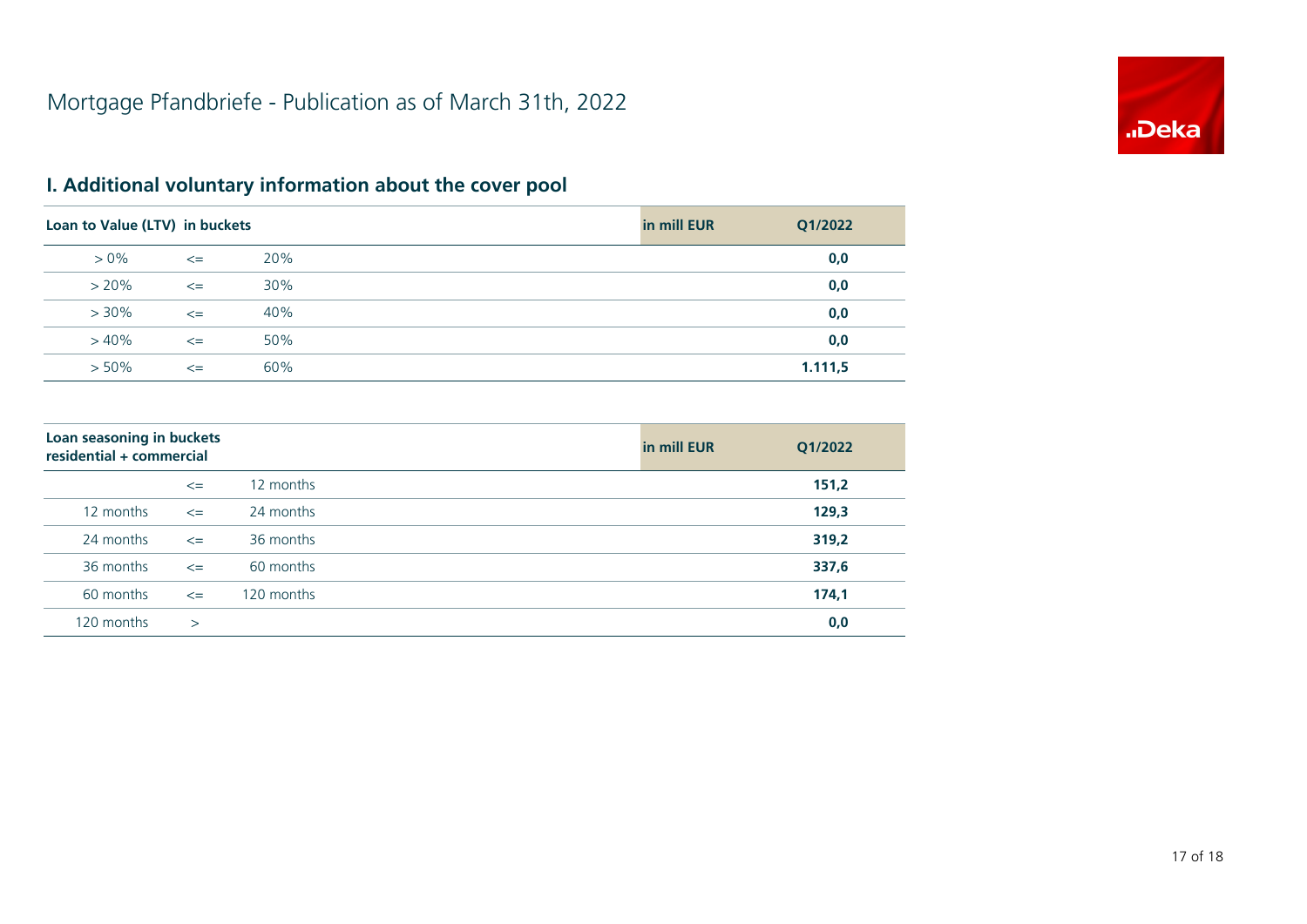# Mortgage Pfandbriefe - Publication as of March 31th, 2022

## I. Additional voluntary information about the cover pool

| Loan to Value (LTV) in buckets | | | in mill EUR | Q1/2022 |
|---|---|---|---|---|
| > 0% | <= | 20% | | **0,0** |
| > 20% | <= | 30% | | **0,0** |
| > 30% | <= | 40% | | **0,0** |
| > 40% | <= | 50% | | **0,0** |
| > 50% | <= | 60% | | **1.111,5** |

| Loan seasoning in buckets residential + commercial | | | in mill EUR | Q1/2022 |
|---|---|---|---|---|
| | <= | 12 months | | **151,2** |
| 12 months | <= | 24 months | | **129,3** |
| 24 months | <= | 36 months | | **319,2** |
| 36 months | <= | 60 months | | **337,6** |
| 60 months | <= | 120 months | | **174,1** |
| 120 months | > | | | **0,0** |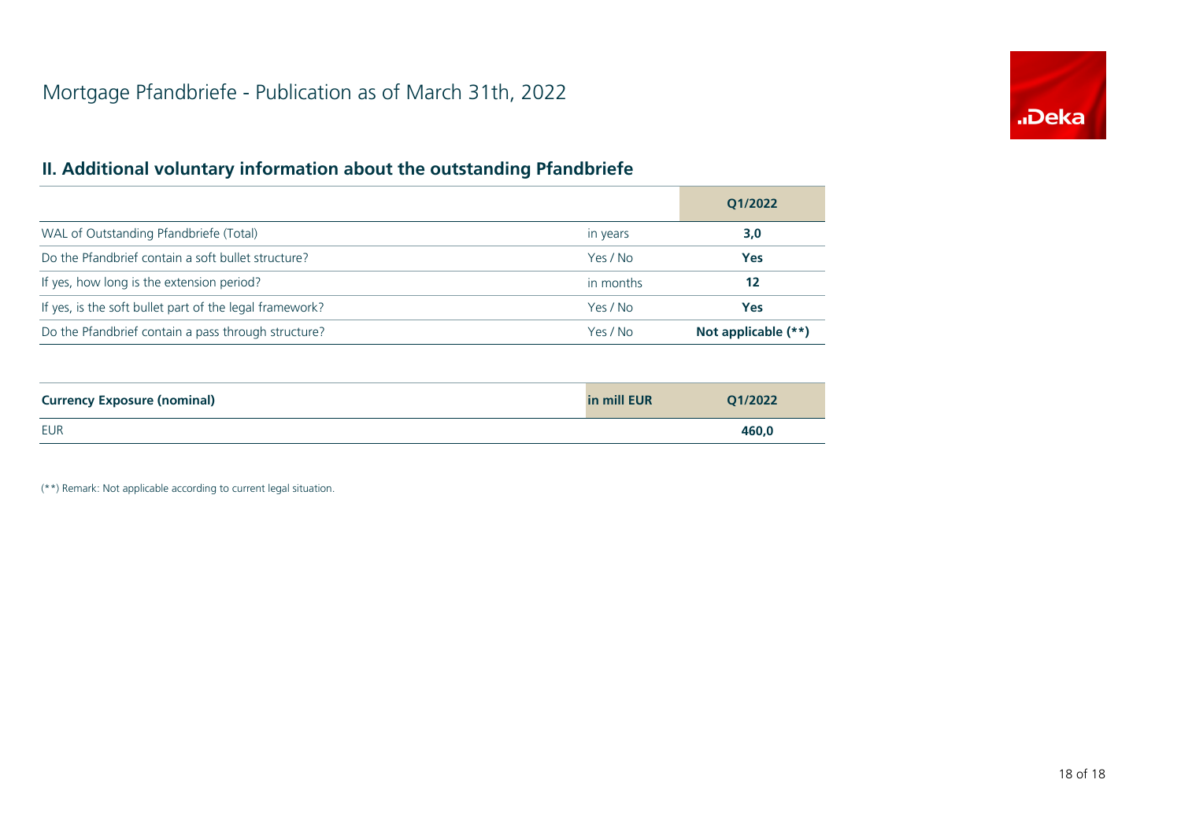# Mortgage Pfandbriefe - Publication as of March 31th, 2022

## II. Additional voluntary information about the outstanding Pfandbriefe

| | | Q1/2022 |
|---|---|---|
| WAL of Outstanding Pfandbriefe (Total) | in years | **3,0** |
| Do the Pfandbrief contain a soft bullet structure? | Yes / No | **Yes** |
| If yes, how long is the extension period? | in months | **12** |
| If yes, is the soft bullet part of the legal framework? | Yes / No | **Yes** |
| Do the Pfandbrief contain a pass through structure? | Yes / No | **Not applicable (**)** |

| **Currency Exposure (nominal)** | **in mill EUR** | **Q1/2022** |
|---|---|---|
| EUR | | **460,0** |

(**) Remark: Not applicable according to current legal situation.